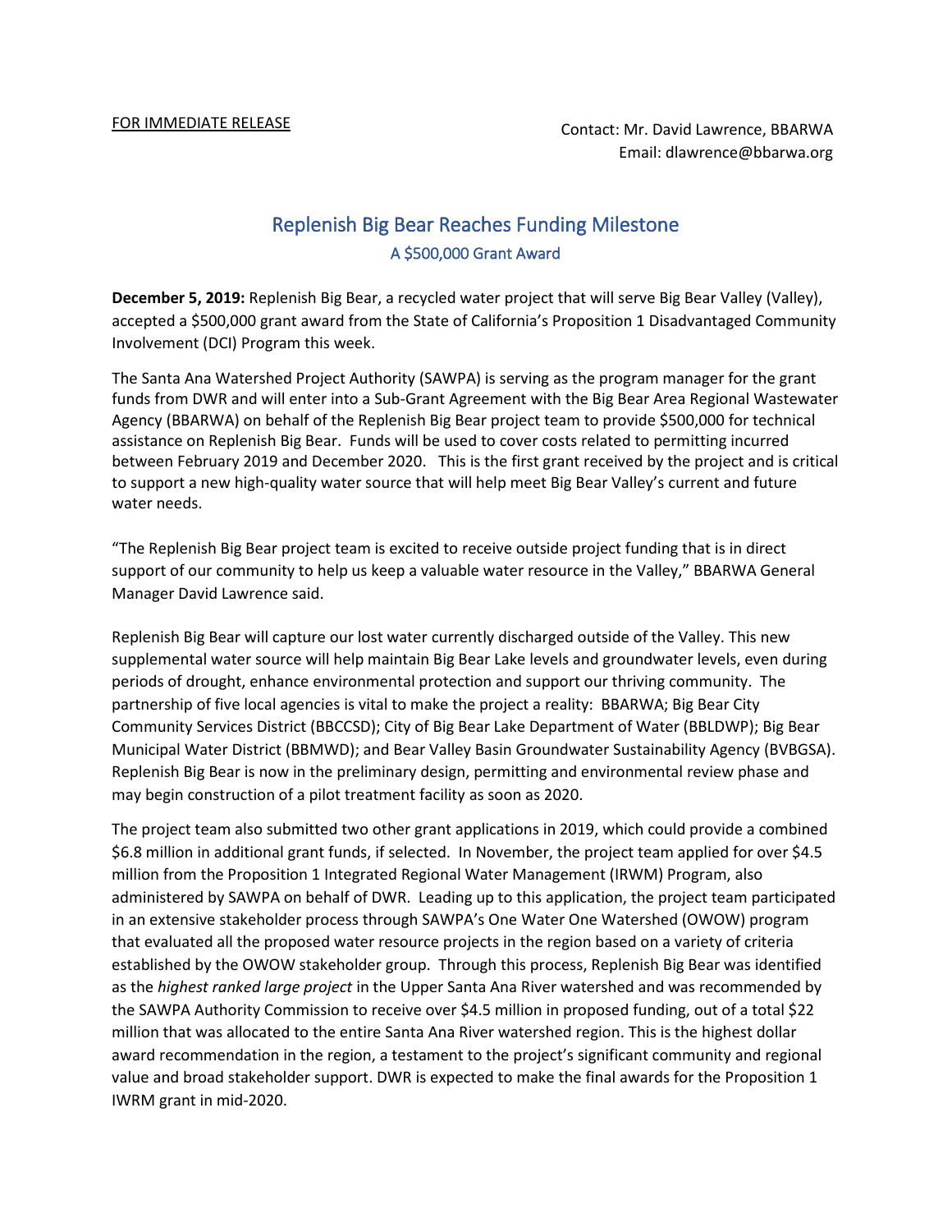<u>FOR IMMEDIATE RELEASE</u>

Contact: Mr. David Lawrence, BBARWA
Email: dlawrence@bbarwa.org

# Replenish Big Bear Reaches Funding Milestone

## A $500,000 Grant Award

**December 5, 2019:** Replenish Big Bear, a recycled water project that will serve Big Bear Valley (Valley), accepted a $500,000 grant award from the State of California's Proposition 1 Disadvantaged Community Involvement (DCI) Program this week.

The Santa Ana Watershed Project Authority (SAWPA) is serving as the program manager for the grant funds from DWR and will enter into a Sub-Grant Agreement with the Big Bear Area Regional Wastewater Agency (BBARWA) on behalf of the Replenish Big Bear project team to provide $500,000 for technical assistance on Replenish Big Bear. Funds will be used to cover costs related to permitting incurred between February 2019 and December 2020. This is the first grant received by the project and is critical to support a new high-quality water source that will help meet Big Bear Valley's current and future water needs.

"The Replenish Big Bear project team is excited to receive outside project funding that is in direct support of our community to help us keep a valuable water resource in the Valley," BBARWA General Manager David Lawrence said.

Replenish Big Bear will capture our lost water currently discharged outside of the Valley. This new supplemental water source will help maintain Big Bear Lake levels and groundwater levels, even during periods of drought, enhance environmental protection and support our thriving community. The partnership of five local agencies is vital to make the project a reality: BBARWA; Big Bear City Community Services District (BBCCSD); City of Big Bear Lake Department of Water (BBLDWP); Big Bear Municipal Water District (BBMWD); and Bear Valley Basin Groundwater Sustainability Agency (BVBGSA). Replenish Big Bear is now in the preliminary design, permitting and environmental review phase and may begin construction of a pilot treatment facility as soon as 2020.

The project team also submitted two other grant applications in 2019, which could provide a combined $6.8 million in additional grant funds, if selected. In November, the project team applied for over $4.5 million from the Proposition 1 Integrated Regional Water Management (IRWM) Program, also administered by SAWPA on behalf of DWR. Leading up to this application, the project team participated in an extensive stakeholder process through SAWPA's One Water One Watershed (OWOW) program that evaluated all the proposed water resource projects in the region based on a variety of criteria established by the OWOW stakeholder group. Through this process, Replenish Big Bear was identified as the *highest ranked large project* in the Upper Santa Ana River watershed and was recommended by the SAWPA Authority Commission to receive over $4.5 million in proposed funding, out of a total $22 million that was allocated to the entire Santa Ana River watershed region. This is the highest dollar award recommendation in the region, a testament to the project's significant community and regional value and broad stakeholder support. DWR is expected to make the final awards for the Proposition 1 IWRM grant in mid-2020.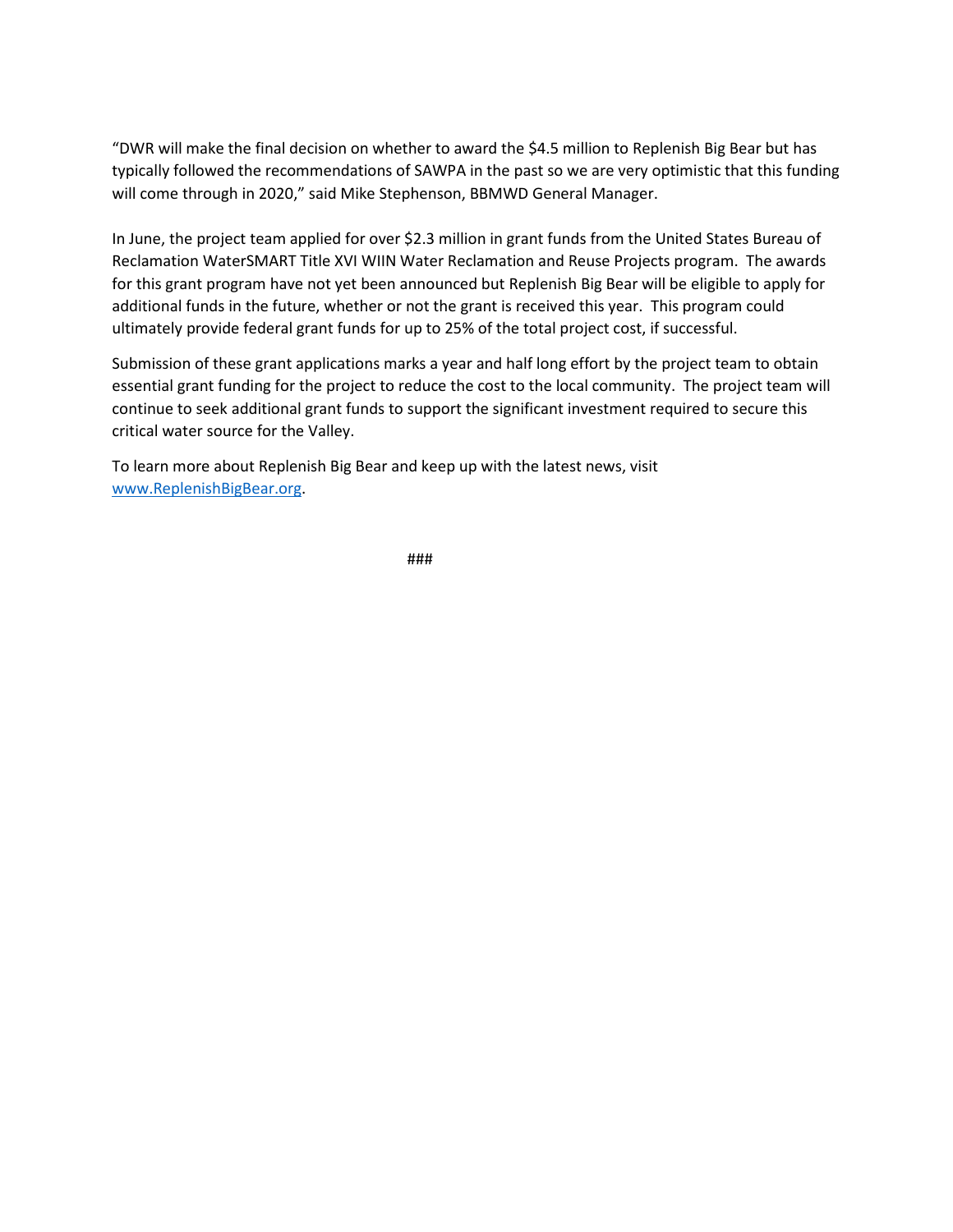"DWR will make the final decision on whether to award the $4.5 million to Replenish Big Bear but has typically followed the recommendations of SAWPA in the past so we are very optimistic that this funding will come through in 2020," said Mike Stephenson, BBMWD General Manager.

In June, the project team applied for over $2.3 million in grant funds from the United States Bureau of Reclamation WaterSMART Title XVI WIIN Water Reclamation and Reuse Projects program. The awards for this grant program have not yet been announced but Replenish Big Bear will be eligible to apply for additional funds in the future, whether or not the grant is received this year. This program could ultimately provide federal grant funds for up to 25% of the total project cost, if successful.

Submission of these grant applications marks a year and half long effort by the project team to obtain essential grant funding for the project to reduce the cost to the local community. The project team will continue to seek additional grant funds to support the significant investment required to secure this critical water source for the Valley.

To learn more about Replenish Big Bear and keep up with the latest news, visit [www.ReplenishBigBear.org](http://www.ReplenishBigBear.org).

###